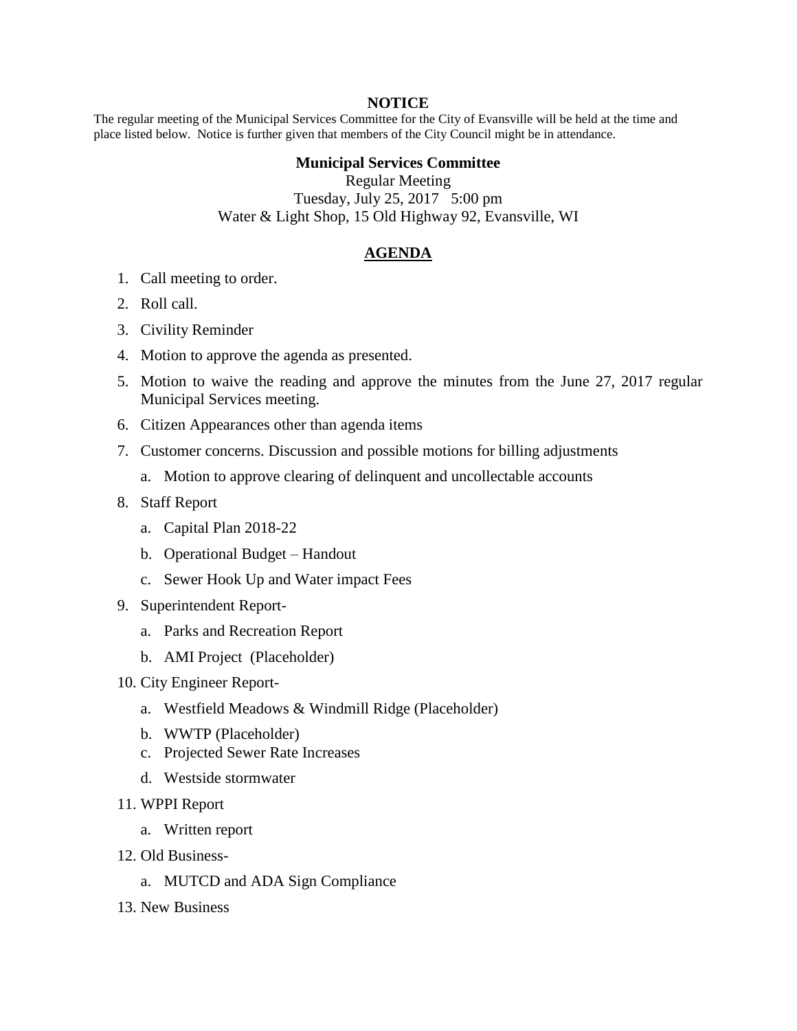# NOTICE

The regular meeting of the Municipal Services Committee for the City of Evansville will be held at the time and place listed below. Notice is further given that members of the City Council might be in attendance.

**Municipal Services Committee**
Regular Meeting
Tuesday, July 25, 2017 5:00 pm
Water & Light Shop, 15 Old Highway 92, Evansville, WI

## AGENDA

1. Call meeting to order.
2. Roll call.
3. Civility Reminder
4. Motion to approve the agenda as presented.
5. Motion to waive the reading and approve the minutes from the June 27, 2017 regular Municipal Services meeting.
6. Citizen Appearances other than agenda items
7. Customer concerns. Discussion and possible motions for billing adjustments
   a. Motion to approve clearing of delinquent and uncollectable accounts
8. Staff Report
   a. Capital Plan 2018-22
   b. Operational Budget – Handout
   c. Sewer Hook Up and Water impact Fees
9. Superintendent Report-
   a. Parks and Recreation Report
   b. AMI Project (Placeholder)
10. City Engineer Report-
    a. Westfield Meadows & Windmill Ridge (Placeholder)
    b. WWTP (Placeholder)
    c. Projected Sewer Rate Increases
    d. Westside stormwater
11. WPPI Report
    a. Written report
12. Old Business-
    a. MUTCD and ADA Sign Compliance
13. New Business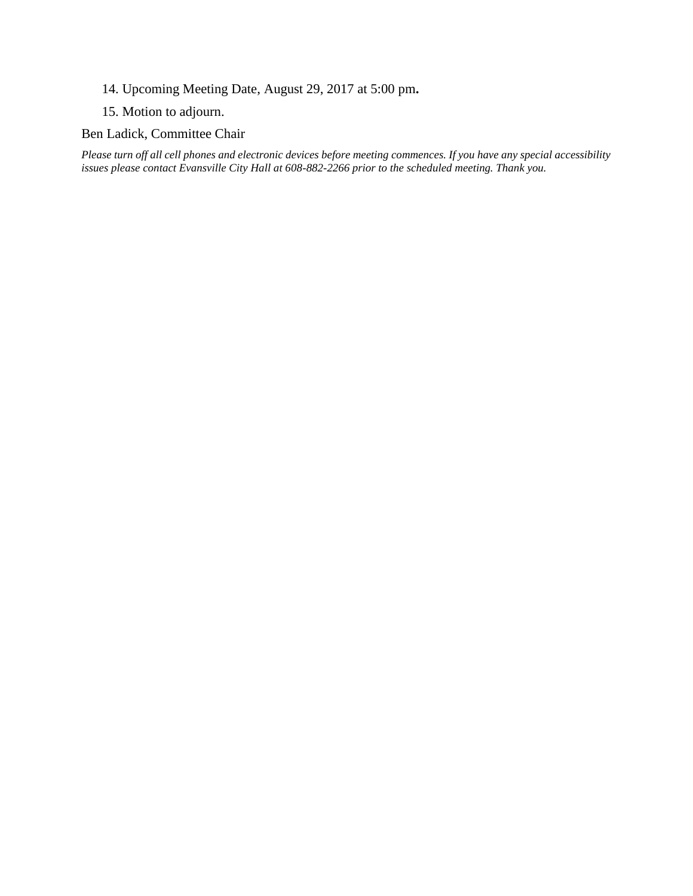14. Upcoming Meeting Date, August 29, 2017 at 5:00 pm**.**
15. Motion to adjourn.

Ben Ladick, Committee Chair

*Please turn off all cell phones and electronic devices before meeting commences. If you have any special accessibility issues please contact Evansville City Hall at 608-882-2266 prior to the scheduled meeting. Thank you.*